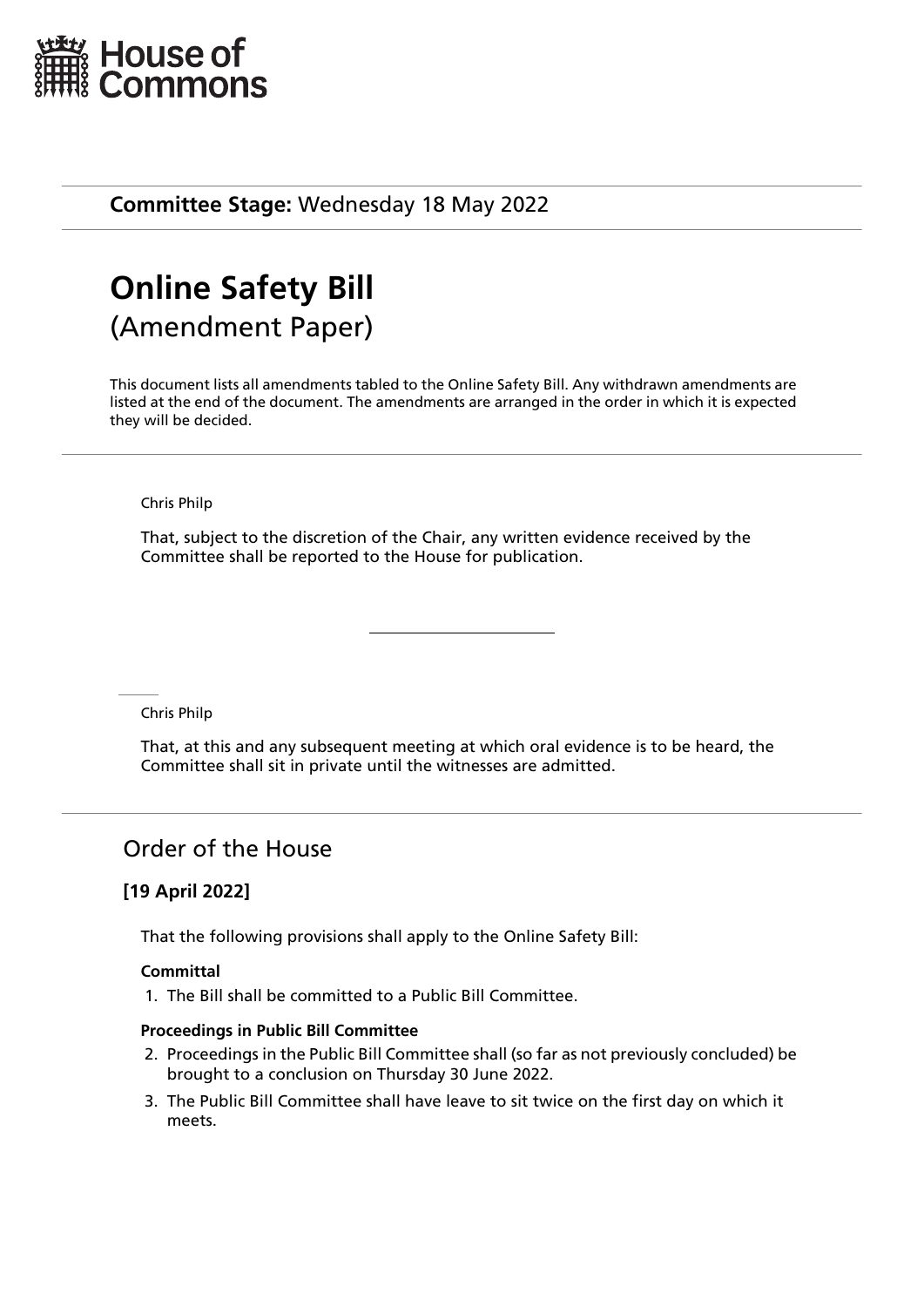# House of Commons

**Committee Stage:** Wednesday 18 May 2022

# Online Safety Bill
## (Amendment Paper)

This document lists all amendments tabled to the Online Safety Bill. Any withdrawn amendments are listed at the end of the document. The amendments are arranged in the order in which it is expected they will be decided.

---

Chris Philp

That, subject to the discretion of the Chair, any written evidence received by the Committee shall be reported to the House for publication.

---

Chris Philp

That, at this and any subsequent meeting at which oral evidence is to be heard, the Committee shall sit in private until the witnesses are admitted.

---

## Order of the House

### [19 April 2022]

That the following provisions shall apply to the Online Safety Bill:

**Committal**

1. The Bill shall be committed to a Public Bill Committee.

**Proceedings in Public Bill Committee**

2. Proceedings in the Public Bill Committee shall (so far as not previously concluded) be brought to a conclusion on Thursday 30 June 2022.
3. The Public Bill Committee shall have leave to sit twice on the first day on which it meets.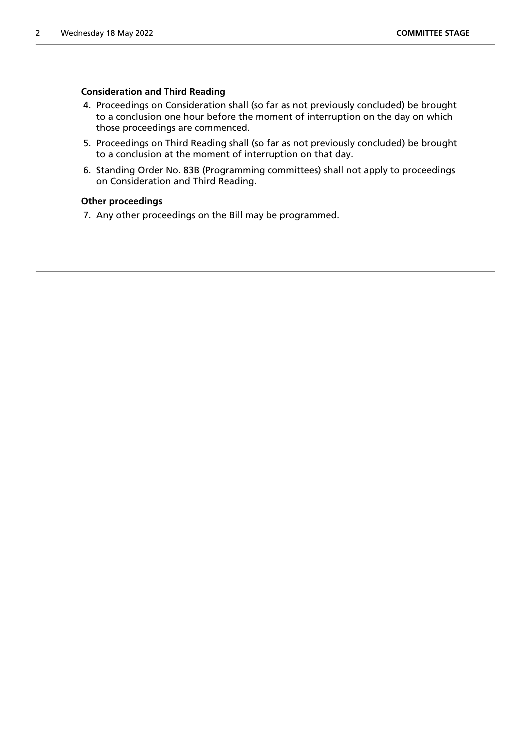**Consideration and Third Reading**

4. Proceedings on Consideration shall (so far as not previously concluded) be brought to a conclusion one hour before the moment of interruption on the day on which those proceedings are commenced.
5. Proceedings on Third Reading shall (so far as not previously concluded) be brought to a conclusion at the moment of interruption on that day.
6. Standing Order No. 83B (Programming committees) shall not apply to proceedings on Consideration and Third Reading.

**Other proceedings**

7. Any other proceedings on the Bill may be programmed.